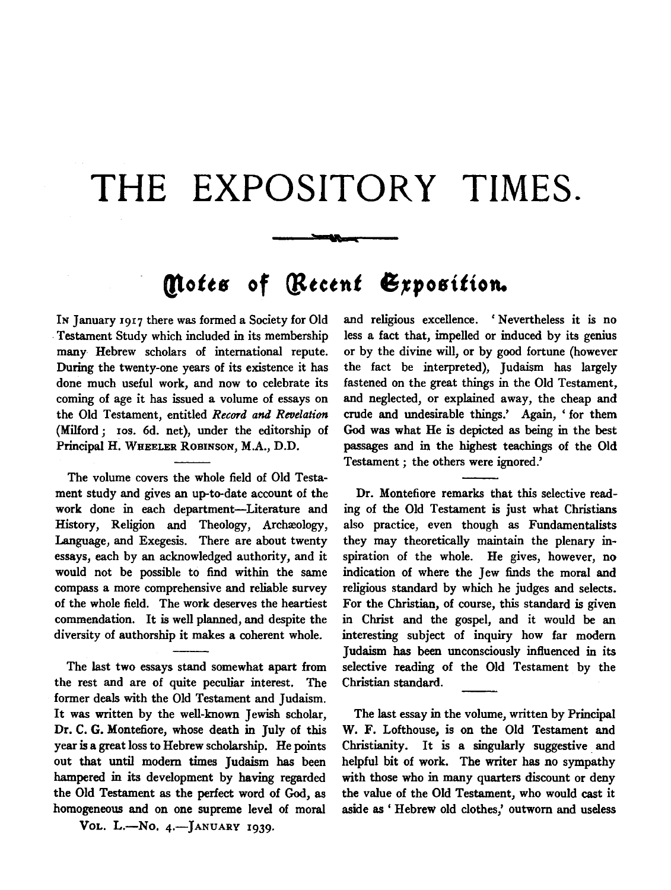# THE EXPOSITORY TIMES.

## Notes of Recent Exposition.

In January 1917 there was formed a Society for Old Testament Study which included in its membership many Hebrew scholars of international repute. During the twenty-one years of its existence it has done much useful work, and now to celebrate its coming of age it has issued a volume of essays on the Old Testament, entitled *Record and Revelation* (Milford; 10s. 6d. net), under the editorship of Principal H. Wheeler Robinson, M.A., D.D.

The volume covers the whole field of Old Testament study and gives an up-to-date account of the work done in each department—Literature and History, Religion and Theology, Archæology, Language, and Exegesis. There are about twenty essays, each by an acknowledged authority, and it would not be possible to find within the same compass a more comprehensive and reliable survey of the whole field. The work deserves the heartiest commendation. It is well planned, and despite the diversity of authorship it makes a coherent whole.

The last two essays stand somewhat apart from the rest and are of quite peculiar interest. The former deals with the Old Testament and Judaism. It was written by the well-known Jewish scholar, Dr. C. G. Montefiore, whose death in July of this year is a great loss to Hebrew scholarship. He points out that until modern times Judaism has been hampered in its development by having regarded the Old Testament as the perfect word of God, as homogeneous and on one supreme level of moral and religious excellence. 'Nevertheless it is no less a fact that, impelled or induced by its genius or by the divine will, or by good fortune (however the fact be interpreted), Judaism has largely fastened on the great things in the Old Testament, and neglected, or explained away, the cheap and crude and undesirable things.' Again, 'for them God was what He is depicted as being in the best passages and in the highest teachings of the Old Testament; the others were ignored.'

Dr. Montefiore remarks that this selective reading of the Old Testament is just what Christians also practice, even though as Fundamentalists they may theoretically maintain the plenary inspiration of the whole. He gives, however, no indication of where the Jew finds the moral and religious standard by which he judges and selects. For the Christian, of course, this standard is given in Christ and the gospel, and it would be an interesting subject of inquiry how far modern Judaism has been unconsciously influenced in its selective reading of the Old Testament by the Christian standard.

The last essay in the volume, written by Principal W. F. Lofthouse, is on the Old Testament and Christianity. It is a singularly suggestive and helpful bit of work. The writer has no sympathy with those who in many quarters discount or deny the value of the Old Testament, who would cast it aside as 'Hebrew old clothes,' outworn and useless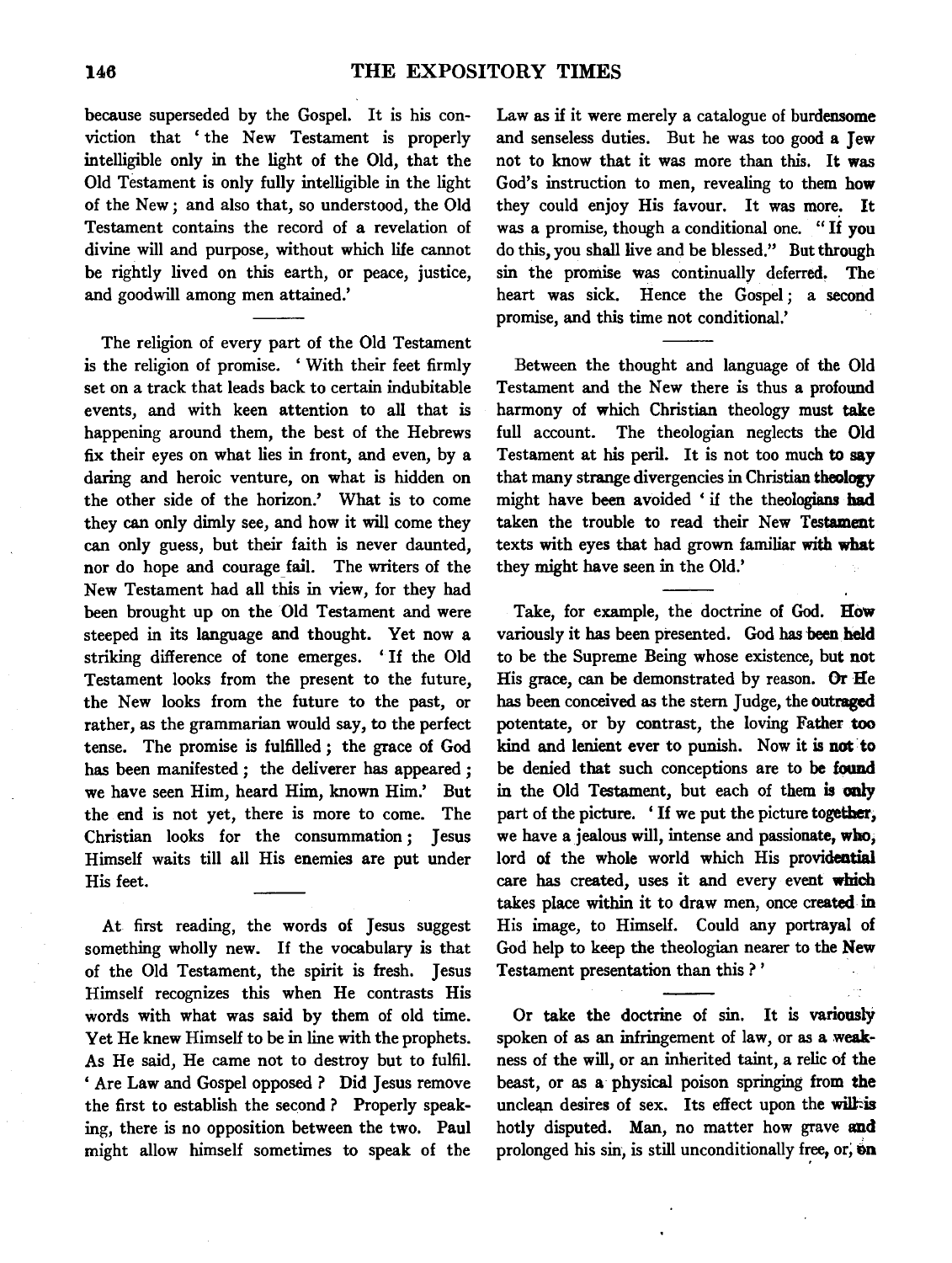because superseded by the Gospel. It is his conviction that 'the New Testament is properly intelligible only in the light of the Old, that the Old Testament is only fully intelligible in the light of the New; and also that, so understood, the Old Testament contains the record of a revelation of divine will and purpose, without which life cannot be rightly lived on this earth, or peace, justice, and goodwill among men attained.'

The religion of every part of the Old Testament is the religion of promise. 'With their feet firmly set on a track that leads back to certain indubitable events, and with keen attention to all that is happening around them, the best of the Hebrews fix their eyes on what lies in front, and even, by a daring and heroic venture, on what is hidden on the other side of the horizon.' What is to come they can only dimly see, and how it will come they can only guess, but their faith is never daunted, nor do hope and courage fail. The writers of the New Testament had all this in view, for they had been brought up on the Old Testament and were steeped in its language and thought. Yet now a striking difference of tone emerges. 'If the Old Testament looks from the present to the future, the New looks from the future to the past, or rather, as the grammarian would say, to the perfect tense. The promise is fulfilled; the grace of God has been manifested; the deliverer has appeared; we have seen Him, heard Him, known Him.' But the end is not yet, there is more to come. The Christian looks for the consummation; Jesus Himself waits till all His enemies are put under His feet.

At first reading, the words of Jesus suggest something wholly new. If the vocabulary is that of the Old Testament, the spirit is fresh. Jesus Himself recognizes this when He contrasts His words with what was said by them of old time. Yet He knew Himself to be in line with the prophets. As He said, He came not to destroy but to fulfil. 'Are Law and Gospel opposed? Did Jesus remove the first to establish the second? Properly speaking, there is no opposition between the two. Paul might allow himself sometimes to speak of the Law as if it were merely a catalogue of burdensome and senseless duties. But he was too good a Jew not to know that it was more than this. It was God's instruction to men, revealing to them how they could enjoy His favour. It was more. It was a promise, though a conditional one. "If you do this, you shall live and be blessed." But through sin the promise was continually deferred. The heart was sick. Hence the Gospel; a second promise, and this time not conditional.'

Between the thought and language of the Old Testament and the New there is thus a profound harmony of which Christian theology must take full account. The theologian neglects the Old Testament at his peril. It is not too much to say that many strange divergencies in Christian theology might have been avoided 'if the theologians had taken the trouble to read their New Testament texts with eyes that had grown familiar with what they might have seen in the Old.'

Take, for example, the doctrine of God. How variously it has been presented. God has been held to be the Supreme Being whose existence, but not His grace, can be demonstrated by reason. Or He has been conceived as the stern Judge, the outraged potentate, or by contrast, the loving Father too kind and lenient ever to punish. Now it is not to be denied that such conceptions are to be found in the Old Testament, but each of them is only part of the picture. 'If we put the picture together, we have a jealous will, intense and passionate, who, lord of the whole world which His providential care has created, uses it and every event which takes place within it to draw men, once created in His image, to Himself. Could any portrayal of God help to keep the theologian nearer to the New Testament presentation than this?'

Or take the doctrine of sin. It is variously spoken of as an infringement of law, or as a weakness of the will, or an inherited taint, a relic of the beast, or as a physical poison springing from the unclean desires of sex. Its effect upon the will is hotly disputed. Man, no matter how grave and prolonged his sin, is still unconditionally free, or, on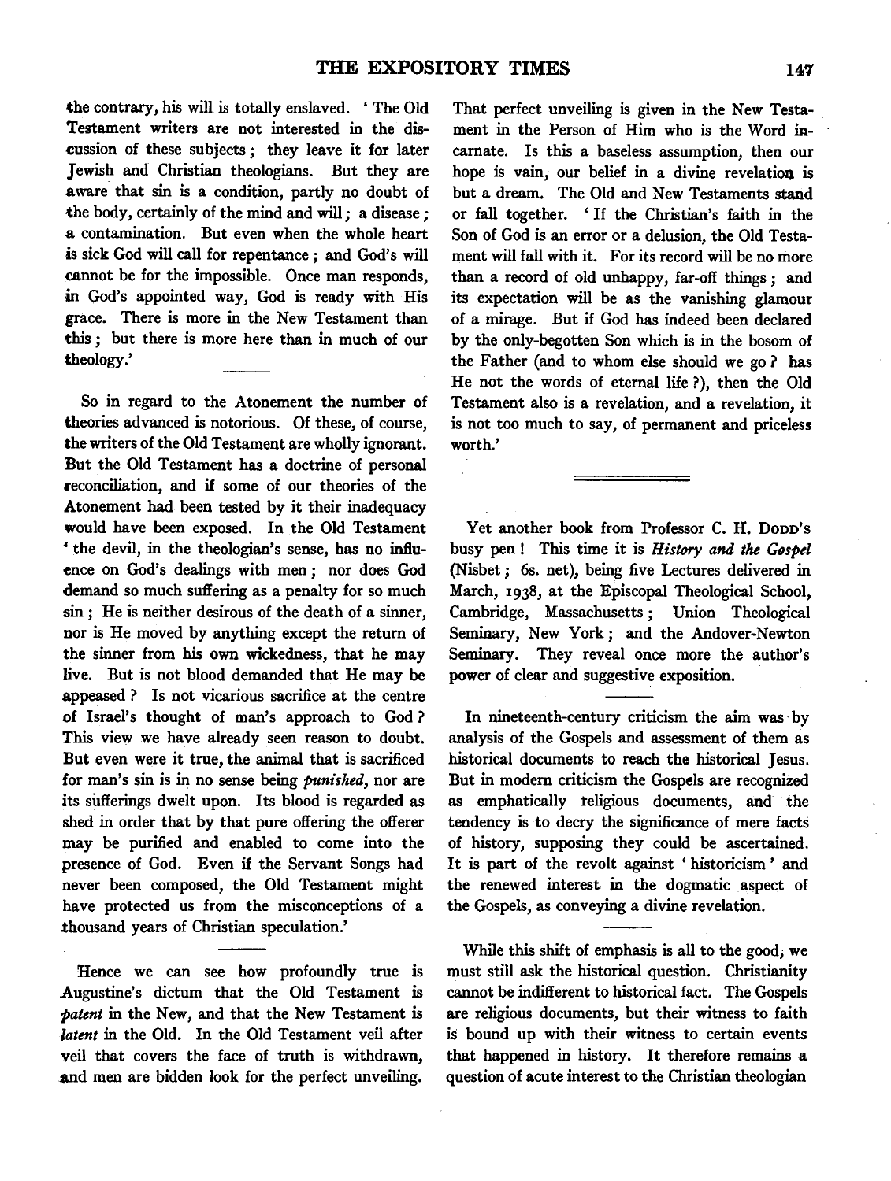the contrary, his will is totally enslaved. 'The Old Testament writers are not interested in the discussion of these subjects; they leave it for later Jewish and Christian theologians. But they are aware that sin is a condition, partly no doubt of the body, certainly of the mind and will; a disease; a contamination. But even when the whole heart is sick God will call for repentance; and God's will cannot be for the impossible. Once man responds, in God's appointed way, God is ready with His grace. There is more in the New Testament than this; but there is more here than in much of our theology.'

So in regard to the Atonement the number of theories advanced is notorious. Of these, of course, the writers of the Old Testament are wholly ignorant. But the Old Testament has a doctrine of personal reconciliation, and if some of our theories of the Atonement had been tested by it their inadequacy would have been exposed. In the Old Testament 'the devil, in the theologian's sense, has no influence on God's dealings with men; nor does God demand so much suffering as a penalty for so much sin; He is neither desirous of the death of a sinner, nor is He moved by anything except the return of the sinner from his own wickedness, that he may live. But is not blood demanded that He may be appeased? Is not vicarious sacrifice at the centre of Israel's thought of man's approach to God? This view we have already seen reason to doubt. But even were it true, the animal that is sacrificed for man's sin is in no sense being *punished*, nor are its sufferings dwelt upon. Its blood is regarded as shed in order that by that pure offering the offerer may be purified and enabled to come into the presence of God. Even if the Servant Songs had never been composed, the Old Testament might have protected us from the misconceptions of a thousand years of Christian speculation.'

Hence we can see how profoundly true is Augustine's dictum that the Old Testament is *patent* in the New, and that the New Testament is *latent* in the Old. In the Old Testament veil after veil that covers the face of truth is withdrawn, and men are bidden look for the perfect unveiling. That perfect unveiling is given in the New Testament in the Person of Him who is the Word incarnate. Is this a baseless assumption, then our hope is vain, our belief in a divine revelation is but a dream. The Old and New Testaments stand or fall together. 'If the Christian's faith in the Son of God is an error or a delusion, the Old Testament will fall with it. For its record will be no more than a record of old unhappy, far-off things; and its expectation will be as the vanishing glamour of a mirage. But if God has indeed been declared by the only-begotten Son which is in the bosom of the Father (and to whom else should we go? has He not the words of eternal life?), then the Old Testament also is a revelation, and a revelation, it is not too much to say, of permanent and priceless worth.'

---

Yet another book from Professor C. H. Dodd's busy pen! This time it is *History and the Gospel* (Nisbet; 6s. net), being five Lectures delivered in March, 1938, at the Episcopal Theological School, Cambridge, Massachusetts; Union Theological Seminary, New York; and the Andover-Newton Seminary. They reveal once more the author's power of clear and suggestive exposition.

In nineteenth-century criticism the aim was by analysis of the Gospels and assessment of them as historical documents to reach the historical Jesus. But in modern criticism the Gospels are recognized as emphatically religious documents, and the tendency is to decry the significance of mere facts of history, supposing they could be ascertained. It is part of the revolt against 'historicism' and the renewed interest in the dogmatic aspect of the Gospels, as conveying a divine revelation.

While this shift of emphasis is all to the good, we must still ask the historical question. Christianity cannot be indifferent to historical fact. The Gospels are religious documents, but their witness to faith is bound up with their witness to certain events that happened in history. It therefore remains a question of acute interest to the Christian theologian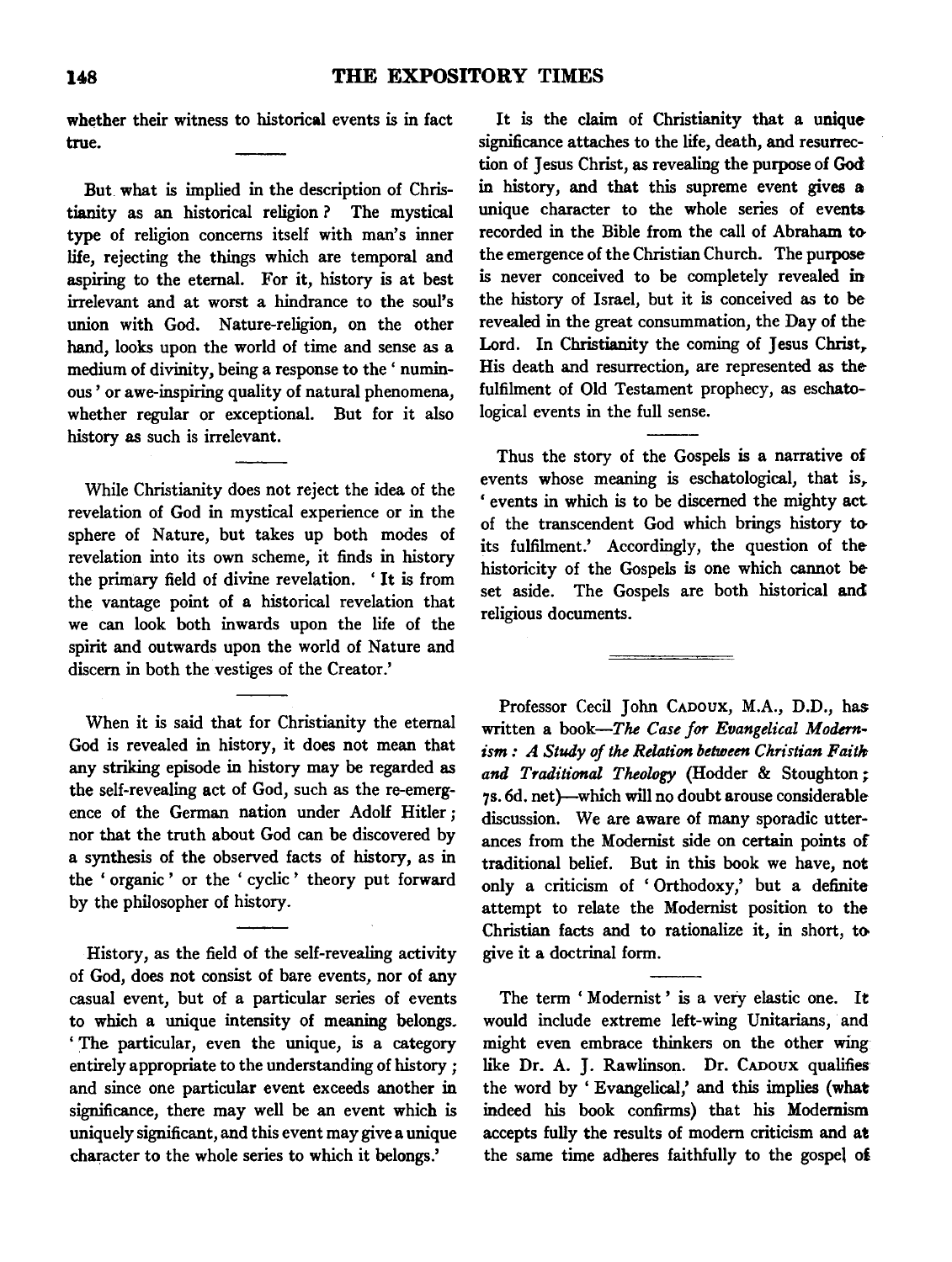whether their witness to historical events is in fact true.

But what is implied in the description of Christianity as an historical religion? The mystical type of religion concerns itself with man's inner life, rejecting the things which are temporal and aspiring to the eternal. For it, history is at best irrelevant and at worst a hindrance to the soul's union with God. Nature-religion, on the other hand, looks upon the world of time and sense as a medium of divinity, being a response to the 'numinous' or awe-inspiring quality of natural phenomena, whether regular or exceptional. But for it also history as such is irrelevant.

While Christianity does not reject the idea of the revelation of God in mystical experience or in the sphere of Nature, but takes up both modes of revelation into its own scheme, it finds in history the primary field of divine revelation. 'It is from the vantage point of a historical revelation that we can look both inwards upon the life of the spirit and outwards upon the world of Nature and discern in both the vestiges of the Creator.'

When it is said that for Christianity the eternal God is revealed in history, it does not mean that any striking episode in history may be regarded as the self-revealing act of God, such as the re-emergence of the German nation under Adolf Hitler; nor that the truth about God can be discovered by a synthesis of the observed facts of history, as in the 'organic' or the 'cyclic' theory put forward by the philosopher of history.

History, as the field of the self-revealing activity of God, does not consist of bare events, nor of any casual event, but of a particular series of events to which a unique intensity of meaning belongs. 'The particular, even the unique, is a category entirely appropriate to the understanding of history; and since one particular event exceeds another in significance, there may well be an event which is uniquely significant, and this event may give a unique character to the whole series to which it belongs.'

It is the claim of Christianity that a unique significance attaches to the life, death, and resurrection of Jesus Christ, as revealing the purpose of God in history, and that this supreme event gives a unique character to the whole series of events recorded in the Bible from the call of Abraham to the emergence of the Christian Church. The purpose is never conceived to be completely revealed in the history of Israel, but it is conceived as to be revealed in the great consummation, the Day of the Lord. In Christianity the coming of Jesus Christ, His death and resurrection, are represented as the fulfilment of Old Testament prophecy, as eschatological events in the full sense.

Thus the story of the Gospels is a narrative of events whose meaning is eschatological, that is, 'events in which is to be discerned the mighty act of the transcendent God which brings history to its fulfilment.' Accordingly, the question of the historicity of the Gospels is one which cannot be set aside. The Gospels are both historical and religious documents.

---

Professor Cecil John CADOUX, M.A., D.D., has written a book—*The Case for Evangelical Modernism: A Study of the Relation between Christian Faith and Traditional Theology* (Hodder & Stoughton; 7s. 6d. net)—which will no doubt arouse considerable discussion. We are aware of many sporadic utterances from the Modernist side on certain points of traditional belief. But in this book we have, not only a criticism of 'Orthodoxy,' but a definite attempt to relate the Modernist position to the Christian facts and to rationalize it, in short, to give it a doctrinal form.

The term 'Modernist' is a very elastic one. It would include extreme left-wing Unitarians, and might even embrace thinkers on the other wing like Dr. A. J. Rawlinson. Dr. CADOUX qualifies the word by 'Evangelical,' and this implies (what indeed his book confirms) that his Modernism accepts fully the results of modern criticism and at the same time adheres faithfully to the gospel of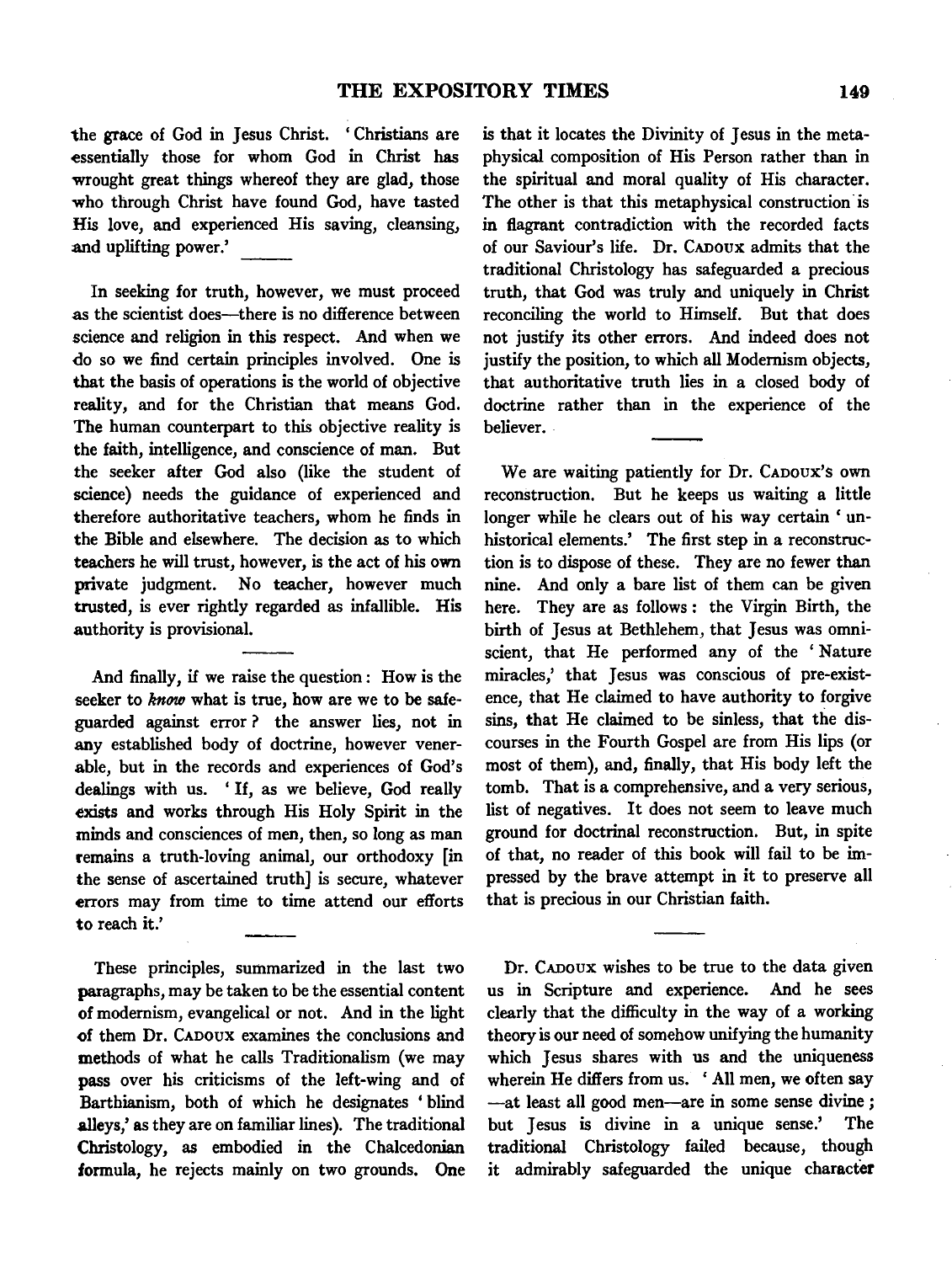the grace of God in Jesus Christ. 'Christians are essentially those for whom God in Christ has wrought great things whereof they are glad, those who through Christ have found God, have tasted His love, and experienced His saving, cleansing, and uplifting power.'

In seeking for truth, however, we must proceed as the scientist does—there is no difference between science and religion in this respect. And when we do so we find certain principles involved. One is that the basis of operations is the world of objective reality, and for the Christian that means God. The human counterpart to this objective reality is the faith, intelligence, and conscience of man. But the seeker after God also (like the student of science) needs the guidance of experienced and therefore authoritative teachers, whom he finds in the Bible and elsewhere. The decision as to which teachers he will trust, however, is the act of his own private judgment. No teacher, however much trusted, is ever rightly regarded as infallible. His authority is provisional.

And finally, if we raise the question: How is the seeker to *know* what is true, how are we to be safeguarded against error? the answer lies, not in any established body of doctrine, however venerable, but in the records and experiences of God's dealings with us. 'If, as we believe, God really exists and works through His Holy Spirit in the minds and consciences of men, then, so long as man remains a truth-loving animal, our orthodoxy [in the sense of ascertained truth] is secure, whatever errors may from time to time attend our efforts to reach it.'

These principles, summarized in the last two paragraphs, may be taken to be the essential content of modernism, evangelical or not. And in the light of them Dr. Cadoux examines the conclusions and methods of what he calls Traditionalism (we may pass over his criticisms of the left-wing and of Barthianism, both of which he designates 'blind alleys,' as they are on familiar lines). The traditional Christology, as embodied in the Chalcedonian formula, he rejects mainly on two grounds. One is that it locates the Divinity of Jesus in the metaphysical composition of His Person rather than in the spiritual and moral quality of His character. The other is that this metaphysical construction is in flagrant contradiction with the recorded facts of our Saviour's life. Dr. Cadoux admits that the traditional Christology has safeguarded a precious truth, that God was truly and uniquely in Christ reconciling the world to Himself. But that does not justify its other errors. And indeed does not justify the position, to which all Modernism objects, that authoritative truth lies in a closed body of doctrine rather than in the experience of the believer.

We are waiting patiently for Dr. Cadoux's own reconstruction. But he keeps us waiting a little longer while he clears out of his way certain 'unhistorical elements.' The first step in a reconstruction is to dispose of these. They are no fewer than nine. And only a bare list of them can be given here. They are as follows: the Virgin Birth, the birth of Jesus at Bethlehem, that Jesus was omniscient, that He performed any of the 'Nature miracles,' that Jesus was conscious of pre-existence, that He claimed to have authority to forgive sins, that He claimed to be sinless, that the discourses in the Fourth Gospel are from His lips (or most of them), and, finally, that His body left the tomb. That is a comprehensive, and a very serious, list of negatives. It does not seem to leave much ground for doctrinal reconstruction. But, in spite of that, no reader of this book will fail to be impressed by the brave attempt in it to preserve all that is precious in our Christian faith.

Dr. Cadoux wishes to be true to the data given us in Scripture and experience. And he sees clearly that the difficulty in the way of a working theory is our need of somehow unifying the humanity which Jesus shares with us and the uniqueness wherein He differs from us. 'All men, we often say —at least all good men—are in some sense divine; but Jesus is divine in a unique sense.' The traditional Christology failed because, though it admirably safeguarded the unique character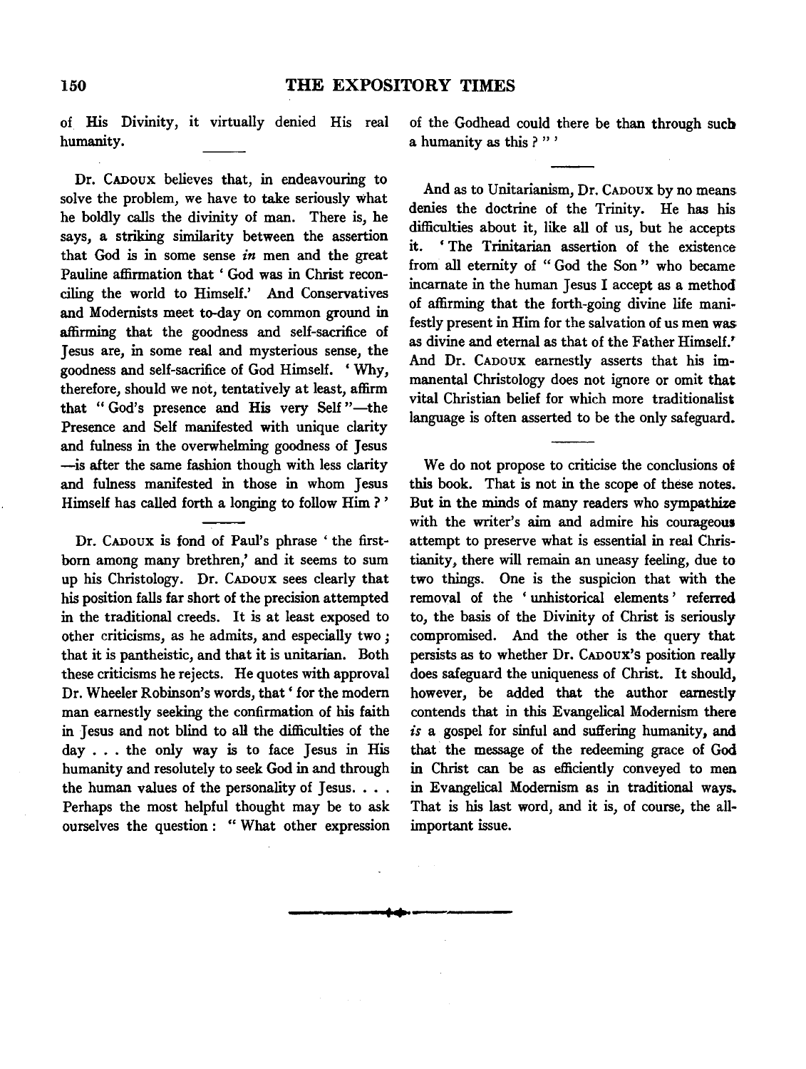of His Divinity, it virtually denied His real humanity.

Dr. CADOUX believes that, in endeavouring to solve the problem, we have to take seriously what he boldly calls the divinity of man. There is, he says, a striking similarity between the assertion that God is in some sense *in* men and the great Pauline affirmation that 'God was in Christ reconciling the world to Himself.' And Conservatives and Modernists meet to-day on common ground in affirming that the goodness and self-sacrifice of Jesus are, in some real and mysterious sense, the goodness and self-sacrifice of God Himself. 'Why, therefore, should we not, tentatively at least, affirm that "God's presence and His very Self"—the Presence and Self manifested with unique clarity and fulness in the overwhelming goodness of Jesus—is after the same fashion though with less clarity and fulness manifested in those in whom Jesus Himself has called forth a longing to follow Him?'

Dr. CADOUX is fond of Paul's phrase 'the first-born among many brethren,' and it seems to sum up his Christology. Dr. CADOUX sees clearly that his position falls far short of the precision attempted in the traditional creeds. It is at least exposed to other criticisms, as he admits, and especially two; that it is pantheistic, and that it is unitarian. Both these criticisms he rejects. He quotes with approval Dr. Wheeler Robinson's words, that 'for the modern man earnestly seeking the confirmation of his faith in Jesus and not blind to all the difficulties of the day . . . the only way is to face Jesus in His humanity and resolutely to seek God in and through the human values of the personality of Jesus. . . . Perhaps the most helpful thought may be to ask ourselves the question: "What other expression of the Godhead could there be than through such a humanity as this?"'

And as to Unitarianism, Dr. CADOUX by no means denies the doctrine of the Trinity. He has his difficulties about it, like all of us, but he accepts it. 'The Trinitarian assertion of the existence from all eternity of "God the Son" who became incarnate in the human Jesus I accept as a method of affirming that the forth-going divine life manifestly present in Him for the salvation of us men was as divine and eternal as that of the Father Himself.' And Dr. CADOUX earnestly asserts that his immanental Christology does not ignore or omit that vital Christian belief for which more traditionalist language is often asserted to be the only safeguard.

We do not propose to criticise the conclusions of this book. That is not in the scope of these notes. But in the minds of many readers who sympathize with the writer's aim and admire his courageous attempt to preserve what is essential in real Christianity, there will remain an uneasy feeling, due to two things. One is the suspicion that with the removal of the 'unhistorical elements' referred to, the basis of the Divinity of Christ is seriously compromised. And the other is the query that persists as to whether Dr. CADOUX's position really does safeguard the uniqueness of Christ. It should, however, be added that the author earnestly contends that in this Evangelical Modernism there *is* a gospel for sinful and suffering humanity, and that the message of the redeeming grace of God in Christ can be as efficiently conveyed to men in Evangelical Modernism as in traditional ways. That is his last word, and it is, of course, the all-important issue.